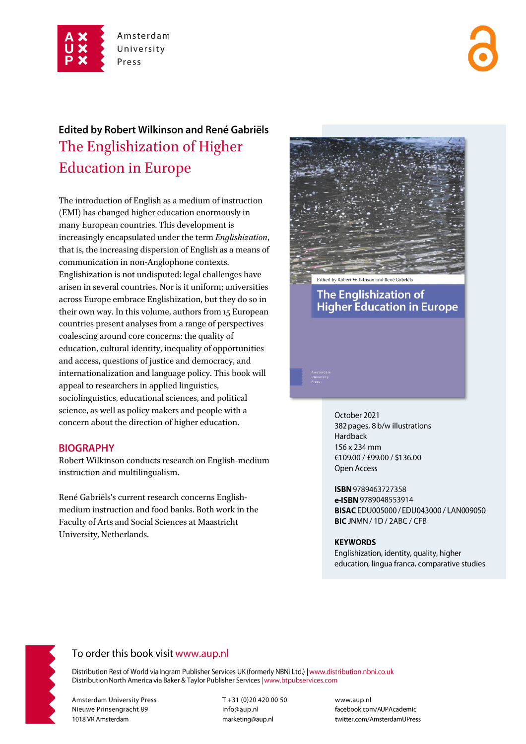Amsterdam University Press

**Edited by Robert Wilkinson and René Gabriëls**

# The Englishization of Higher Education in Europe

The introduction of English as a medium of instruction (EMI) has changed higher education enormously in many European countries. This development is increasingly encapsulated under the term *Englishization*, that is, the increasing dispersion of English as a means of communication in non-Anglophone contexts. Englishization is not undisputed: legal challenges have arisen in several countries. Nor is it uniform; universities across Europe embrace Englishization, but they do so in their own way. In this volume, authors from 15 European countries present analyses from a range of perspectives coalescing around core concerns: the quality of education, cultural identity, inequality of opportunities and access, questions of justice and democracy, and internationalization and language policy. This book will appeal to researchers in applied linguistics, sociolinguistics, educational sciences, and political science, as well as policy makers and people with a concern about the direction of higher education.

## BIOGRAPHY

Robert Wilkinson conducts research on English-medium instruction and multilingualism.

René Gabriëls's current research concerns English-medium instruction and food banks. Both work in the Faculty of Arts and Social Sciences at Maastricht University, Netherlands.

October 2021
382 pages, 8 b/w illustrations
Hardback
156 x 234 mm
€109.00 / £99.00 / $136.00
Open Access

**ISBN** 9789463727358
**e-ISBN** 9789048553914
**BISAC** EDU005000 / EDU043000 / LAN009050
**BIC** JNMN / 1D / 2ABC / CFB

**KEYWORDS**
Englishization, identity, quality, higher education, lingua franca, comparative studies

To order this book visit www.aup.nl

Distribution Rest of World via Ingram Publisher Services UK (formerly NBNi Ltd.) | www.distribution.nbni.co.uk
Distribution North America via Baker & Taylor Publisher Services | www.btpubservices.com

Amsterdam University Press
Nieuwe Prinsengracht 89
1018 VR Amsterdam

T +31 (0)20 420 00 50
info@aup.nl
marketing@aup.nl

www.aup.nl
facebook.com/AUPAcademic
twitter.com/AmsterdamUPress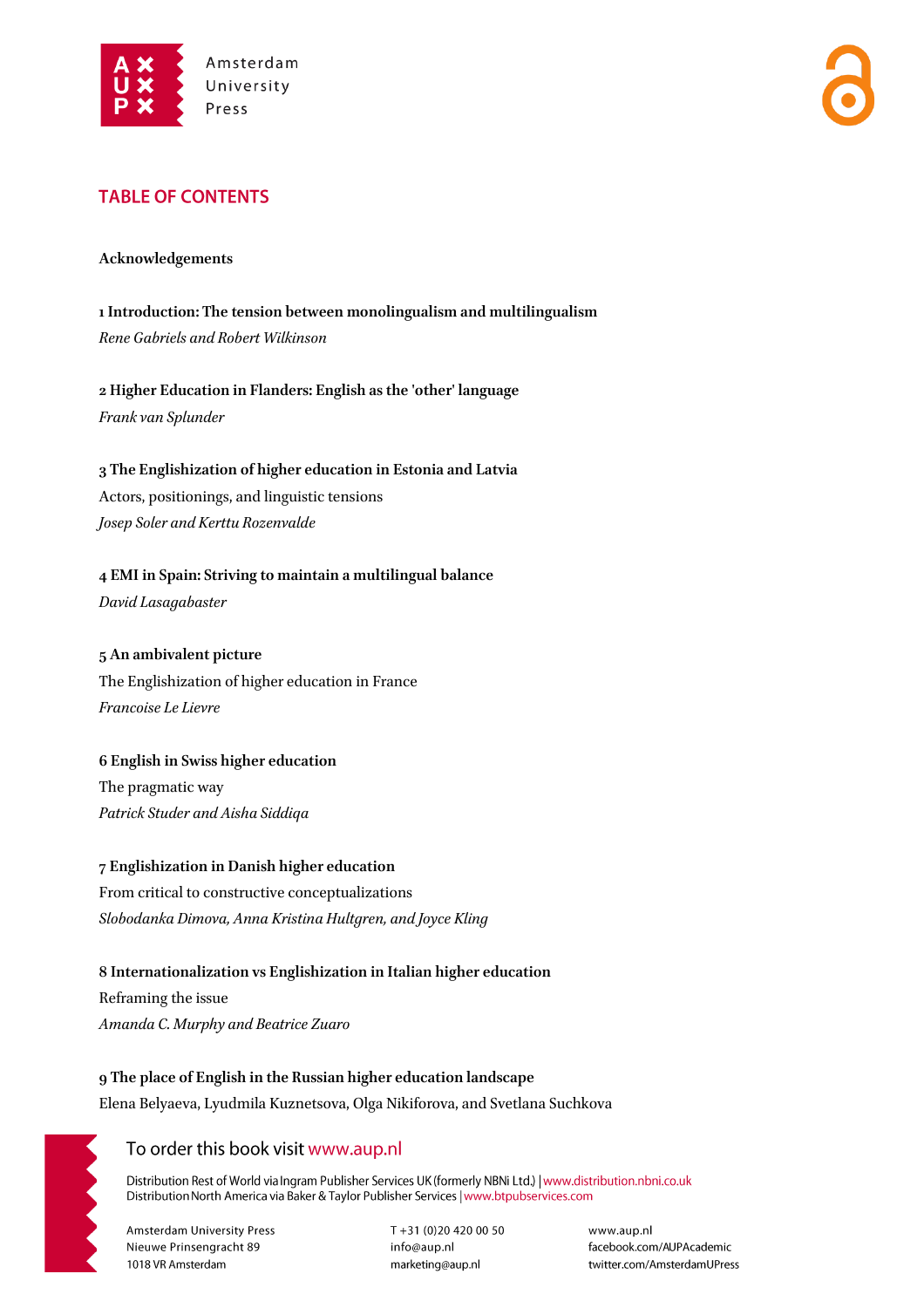## TABLE OF CONTENTS

**Acknowledgements**

**1 Introduction: The tension between monolingualism and multilingualism**
*Rene Gabriels and Robert Wilkinson*

**2 Higher Education in Flanders: English as the 'other' language**
*Frank van Splunder*

**3 The Englishization of higher education in Estonia and Latvia**
Actors, positionings, and linguistic tensions
*Josep Soler and Kerttu Rozenvalde*

**4 EMI in Spain: Striving to maintain a multilingual balance**
*David Lasagabaster*

**5 An ambivalent picture**
The Englishization of higher education in France
*Francoise Le Lievre*

**6 English in Swiss higher education**
The pragmatic way
*Patrick Studer and Aisha Siddiqa*

**7 Englishization in Danish higher education**
From critical to constructive conceptualizations
*Slobodanka Dimova, Anna Kristina Hultgren, and Joyce Kling*

**8 Internationalization vs Englishization in Italian higher education**
Reframing the issue
*Amanda C. Murphy and Beatrice Zuaro*

**9 The place of English in the Russian higher education landscape**
Elena Belyaeva, Lyudmila Kuznetsova, Olga Nikiforova, and Svetlana Suchkova

To order this book visit www.aup.nl

Distribution Rest of World via Ingram Publisher Services UK (formerly NBNi Ltd.) | www.distribution.nbni.co.uk
Distribution North America via Baker & Taylor Publisher Services | www.btpubservices.com

Amsterdam University Press
Nieuwe Prinsengracht 89
1018 VR Amsterdam

T +31 (0)20 420 00 50
info@aup.nl
marketing@aup.nl

www.aup.nl
facebook.com/AUPAcademic
twitter.com/AmsterdamUPress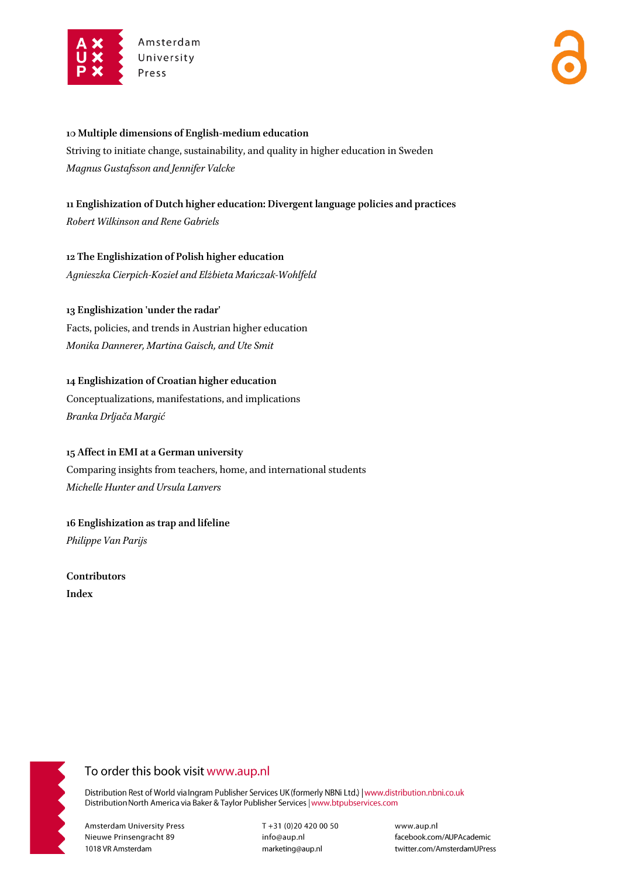**10 Multiple dimensions of English-medium education**
Striving to initiate change, sustainability, and quality in higher education in Sweden
*Magnus Gustafsson and Jennifer Valcke*

**11 Englishization of Dutch higher education: Divergent language policies and practices**
*Robert Wilkinson and Rene Gabriels*

**12 The Englishization of Polish higher education**
*Agnieszka Cierpich-Kozieł and Elżbieta Mańczak-Wohlfeld*

**13 Englishization 'under the radar'**
Facts, policies, and trends in Austrian higher education
*Monika Dannerer, Martina Gaisch, and Ute Smit*

**14 Englishization of Croatian higher education**
Conceptualizations, manifestations, and implications
*Branka Drljača Margić*

**15 Affect in EMI at a German university**
Comparing insights from teachers, home, and international students
*Michelle Hunter and Ursula Lanvers*

**16 Englishization as trap and lifeline**
*Philippe Van Parijs*

**Contributors**
**Index**

To order this book visit www.aup.nl

Distribution Rest of World via Ingram Publisher Services UK (formerly NBNi Ltd.) | www.distribution.nbni.co.uk
Distribution North America via Baker & Taylor Publisher Services | www.btpubservices.com

Amsterdam University Press
Nieuwe Prinsengracht 89
1018 VR Amsterdam

T +31 (0)20 420 00 50
info@aup.nl
marketing@aup.nl

www.aup.nl
facebook.com/AUPAcademic
twitter.com/AmsterdamUPress